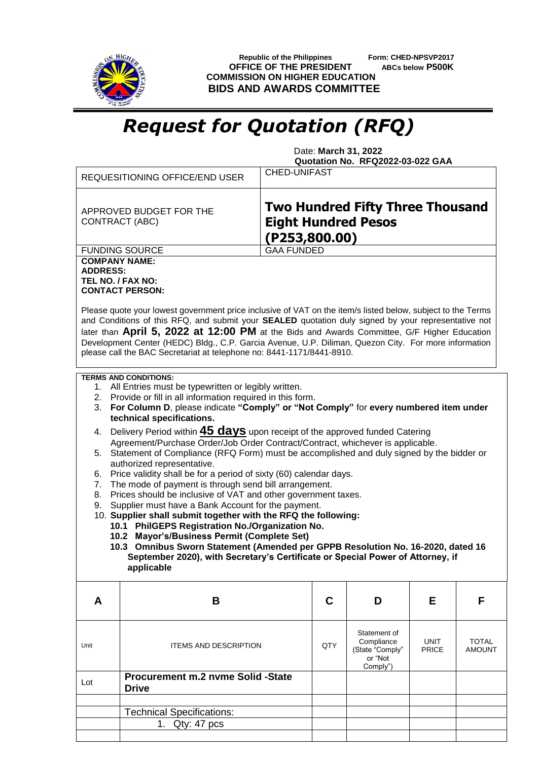Republic of the Philippines
OFFICE OF THE PRESIDENT
COMMISSION ON HIGHER EDUCATION
BIDS AND AWARDS COMMITTEE

Form: CHED-NPSVP2017
ABCs below **P500K**

# *Request for Quotation (RFQ)*

Date: **March 31, 2022**
**Quotation No. RFQ2022-03-022 GAA**

| REQUESITIONING OFFICE/END USER | CHED-UNIFAST |
|---|---|
| APPROVED BUDGET FOR THE CONTRACT (ABC) | **Two Hundred Fifty Three Thousand Eight Hundred Pesos (P253,800.00)** |
| FUNDING SOURCE | GAA FUNDED |

**COMPANY NAME:**
**ADDRESS:**
**TEL NO. / FAX NO:**
**CONTACT PERSON:**

Please quote your lowest government price inclusive of VAT on the item/s listed below, subject to the Terms and Conditions of this RFQ, and submit your **SEALED** quotation duly signed by your representative not later than **April 5, 2022 at 12:00 PM** at the Bids and Awards Committee, G/F Higher Education Development Center (HEDC) Bldg., C.P. Garcia Avenue, U.P. Diliman, Quezon City. For more information please call the BAC Secretariat at telephone no: 8441-1171/8441-8910.

**TERMS AND CONDITIONS:**

1. All Entries must be typewritten or legibly written.
2. Provide or fill in all information required in this form.
3. **For Column D**, please indicate **"Comply" or "Not Comply"** for **every numbered item under technical specifications.**
4. Delivery Period within **45 days** upon receipt of the approved funded Catering Agreement/Purchase Order/Job Order Contract/Contract, whichever is applicable.
5. Statement of Compliance (RFQ Form) must be accomplished and duly signed by the bidder or authorized representative.
6. Price validity shall be for a period of sixty (60) calendar days.
7. The mode of payment is through send bill arrangement.
8. Prices should be inclusive of VAT and other government taxes.
9. Supplier must have a Bank Account for the payment.
10. **Supplier shall submit together with the RFQ the following:**
    - **10.1 PhilGEPS Registration No./Organization No.**
    - **10.2 Mayor's/Business Permit (Complete Set)**
    - **10.3 Omnibus Sworn Statement (Amended per GPPB Resolution No. 16-2020, dated 16 September 2020), with Secretary's Certificate or Special Power of Attorney, if applicable**

| A | B | C | D | E | F |
|---|---|---|---|---|---|
| Unit | ITEMS AND DESCRIPTION | QTY | Statement of Compliance (State "Comply" or "Not Comply") | UNIT PRICE | TOTAL AMOUNT |
| Lot | **Procurement m.2 nvme Solid -State Drive** | | | | |
| | | | | | |
| | Technical Specifications: | | | | |
| | 1. Qty: 47 pcs | | | | |
| | | | | | |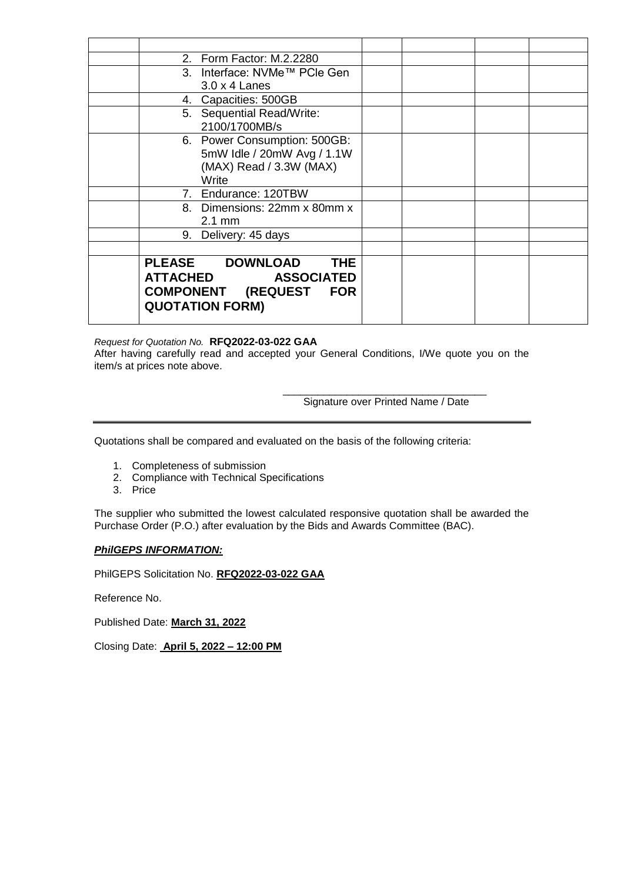| | | | | | |
|---|---|---|---|---|---|
| | | | | | |
| | 2. Form Factor: M.2.2280 | | | | |
| | 3. Interface: NVMe™ PCIe Gen 3.0 x 4 Lanes | | | | |
| | 4. Capacities: 500GB | | | | |
| | 5. Sequential Read/Write: 2100/1700MB/s | | | | |
| | 6. Power Consumption: 500GB: 5mW Idle / 20mW Avg / 1.1W (MAX) Read / 3.3W (MAX) Write | | | | |
| | 7. Endurance: 120TBW | | | | |
| | 8. Dimensions: 22mm x 80mm x 2.1 mm | | | | |
| | 9. Delivery: 45 days | | | | |
| | | | | | |
| | **PLEASE DOWNLOAD THE ATTACHED ASSOCIATED COMPONENT (REQUEST FOR QUOTATION FORM)** | | | | |

*Request for Quotation No.* **RFQ2022-03-022 GAA**
After having carefully read and accepted your General Conditions, I/We quote you on the item/s at prices note above.

\_\_\_\_\_\_\_\_\_\_\_\_\_\_\_\_\_\_\_\_\_\_\_\_\_\_\_\_\_\_\_\_\_\_\_\_
Signature over Printed Name / Date

---

Quotations shall be compared and evaluated on the basis of the following criteria:

1. Completeness of submission
2. Compliance with Technical Specifications
3. Price

The supplier who submitted the lowest calculated responsive quotation shall be awarded the Purchase Order (P.O.) after evaluation by the Bids and Awards Committee (BAC).

***PhilGEPS INFORMATION:***

PhilGEPS Solicitation No. **RFQ2022-03-022 GAA**

Reference No.

Published Date: **March 31, 2022**

Closing Date: **April 5, 2022 – 12:00 PM**